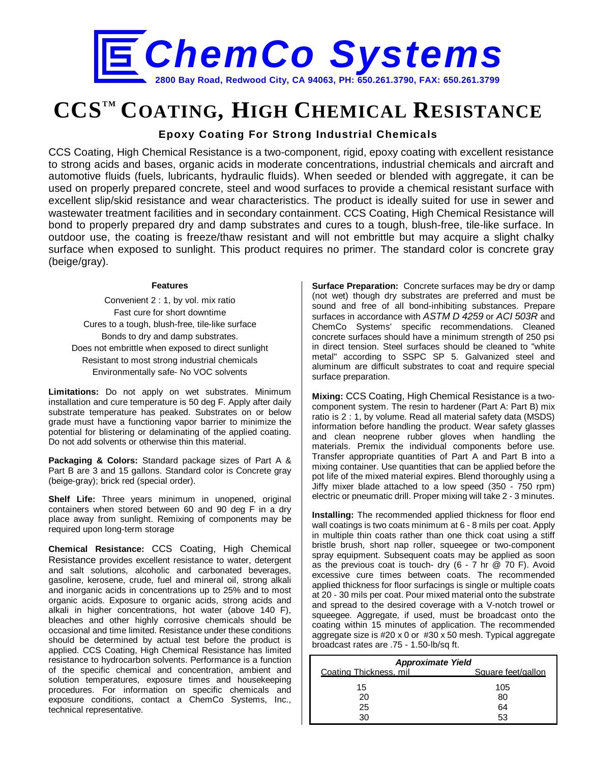# ChemCo Systems

**2800 Bay Road, Redwood City, CA 94063, PH: 650.261.3790, FAX: 650.261.3799**

# CCS™ COATING, HIGH CHEMICAL RESISTANCE

### Epoxy Coating For Strong Industrial Chemicals

CCS Coating, High Chemical Resistance is a two-component, rigid, epoxy coating with excellent resistance to strong acids and bases, organic acids in moderate concentrations, industrial chemicals and aircraft and automotive fluids (fuels, lubricants, hydraulic fluids). When seeded or blended with aggregate, it can be used on properly prepared concrete, steel and wood surfaces to provide a chemical resistant surface with excellent slip/skid resistance and wear characteristics. The product is ideally suited for use in sewer and wastewater treatment facilities and in secondary containment. CCS Coating, High Chemical Resistance will bond to properly prepared dry and damp substrates and cures to a tough, blush-free, tile-like surface. In outdoor use, the coating is freeze/thaw resistant and will not embrittle but may acquire a slight chalky surface when exposed to sunlight. This product requires no primer. The standard color is concrete gray (beige/gray).

**Features**

Convenient 2 : 1, by vol. mix ratio
Fast cure for short downtime
Cures to a tough, blush-free, tile-like surface
Bonds to dry and damp substrates.
Does not embrittle when exposed to direct sunlight
Resistant to most strong industrial chemicals
Environmentally safe- No VOC solvents

**Limitations:** Do not apply on wet substrates. Minimum installation and cure temperature is 50 deg F. Apply after daily substrate temperature has peaked. Substrates on or below grade must have a functioning vapor barrier to minimize the potential for blistering or delaminating of the applied coating. Do not add solvents or otherwise thin this material.

**Packaging & Colors:** Standard package sizes of Part A & Part B are 3 and 15 gallons. Standard color is Concrete gray (beige-gray); brick red (special order).

**Shelf Life:** Three years minimum in unopened, original containers when stored between 60 and 90 deg F in a dry place away from sunlight. Remixing of components may be required upon long-term storage

**Chemical Resistance:** CCS Coating, High Chemical Resistance provides excellent resistance to water, detergent and salt solutions, alcoholic and carbonated beverages, gasoline, kerosene, crude, fuel and mineral oil, strong alkali and inorganic acids in concentrations up to 25% and to most organic acids. Exposure to organic acids, strong acids and alkali in higher concentrations, hot water (above 140 F), bleaches and other highly corrosive chemicals should be occasional and time limited. Resistance under these conditions should be determined by actual test before the product is applied. CCS Coating, High Chemical Resistance has limited resistance to hydrocarbon solvents. Performance is a function of the specific chemical and concentration, ambient and solution temperatures, exposure times and housekeeping procedures. For information on specific chemicals and exposure conditions, contact a ChemCo Systems, Inc., technical representative.

**Surface Preparation:** Concrete surfaces may be dry or damp (not wet) though dry substrates are preferred and must be sound and free of all bond-inhibiting substances. Prepare surfaces in accordance with *ASTM D 4259* or *ACI 503R* and ChemCo Systems' specific recommendations. Cleaned concrete surfaces should have a minimum strength of 250 psi in direct tension. Steel surfaces should be cleaned to "white metal" according to SSPC SP 5. Galvanized steel and aluminum are difficult substrates to coat and require special surface preparation.

**Mixing:** CCS Coating, High Chemical Resistance is a two-component system. The resin to hardener (Part A: Part B) mix ratio is 2 : 1, by volume. Read all material safety data (MSDS) information before handling the product. Wear safety glasses and clean neoprene rubber gloves when handling the materials. Premix the individual components before use. Transfer appropriate quantities of Part A and Part B into a mixing container. Use quantities that can be applied before the pot life of the mixed material expires. Blend thoroughly using a Jiffy mixer blade attached to a low speed (350 - 750 rpm) electric or pneumatic drill. Proper mixing will take 2 - 3 minutes.

**Installing:** The recommended applied thickness for floor end wall coatings is two coats minimum at 6 - 8 mils per coat. Apply in multiple thin coats rather than one thick coat using a stiff bristle brush, short nap roller, squeegee or two-component spray equipment. Subsequent coats may be applied as soon as the previous coat is touch- dry (6 - 7 hr @ 70 F). Avoid excessive cure times between coats. The recommended applied thickness for floor surfacings is single or multiple coats at 20 - 30 mils per coat. Pour mixed material onto the substrate and spread to the desired coverage with a V-notch trowel or squeegee. Aggregate, if used, must be broadcast onto the coating within 15 minutes of application. The recommended aggregate size is #20 x 0 or #30 x 50 mesh. Typical aggregate broadcast rates are .75 - 1.50-lb/sq ft.

***Approximate Yield***

| Coating Thickness, mil | Square feet/gallon |
|---|---|
| 15 | 105 |
| 20 | 80 |
| 25 | 64 |
| 30 | 53 |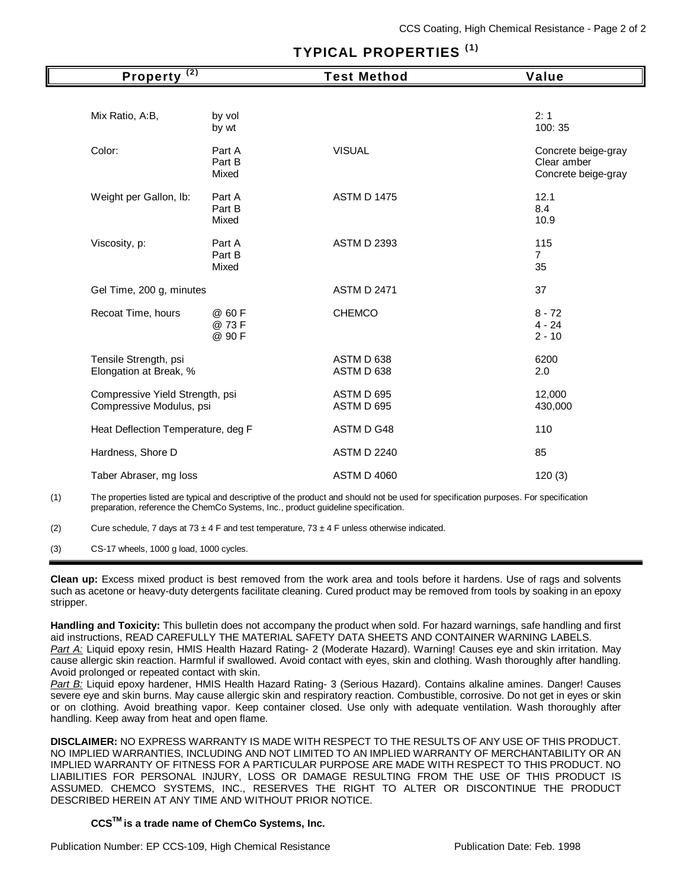## TYPICAL PROPERTIES [1]

| Property [2] | | Test Method | Value |
|---|---|---|---|
| Mix Ratio, A:B, | by vol<br>by wt | | 2: 1<br>100: 35 |
| Color: | Part A<br>Part B<br>Mixed | VISUAL | Concrete beige-gray<br>Clear amber<br>Concrete beige-gray |
| Weight per Gallon, lb: | Part A<br>Part B<br>Mixed | ASTM D 1475 | 12.1<br>8.4<br>10.9 |
| Viscosity, p: | Part A<br>Part B<br>Mixed | ASTM D 2393 | 115<br>7<br>35 |
| Gel Time, 200 g, minutes | | ASTM D 2471 | 37 |
| Recoat Time, hours | @ 60 F<br>@ 73 F<br>@ 90 F | CHEMCO | 8 - 72<br>4 - 24<br>2 - 10 |
| Tensile Strength, psi | | ASTM D 638 | 6200 |
| Elongation at Break, % | | ASTM D 638 | 2.0 |
| Compressive Yield Strength, psi | | ASTM D 695 | 12,000 |
| Compressive Modulus, psi | | ASTM D 695 | 430,000 |
| Heat Deflection Temperature, deg F | | ASTM D G48 | 110 |
| Hardness, Shore D | | ASTM D 2240 | 85 |
| Taber Abraser, mg loss | | ASTM D 4060 | 120 (3) |

(1) The properties listed are typical and descriptive of the product and should not be used for specification purposes. For specification preparation, reference the ChemCo Systems, Inc., product guideline specification.

(2) Cure schedule, 7 days at 73 ± 4 F and test temperature, 73 ± 4 F unless otherwise indicated.

(3) CS-17 wheels, 1000 g load, 1000 cycles.

**Clean up:** Excess mixed product is best removed from the work area and tools before it hardens. Use of rags and solvents such as acetone or heavy-duty detergents facilitate cleaning. Cured product may be removed from tools by soaking in an epoxy stripper.

**Handling and Toxicity:** This bulletin does not accompany the product when sold. For hazard warnings, safe handling and first aid instructions, READ CAREFULLY THE MATERIAL SAFETY DATA SHEETS AND CONTAINER WARNING LABELS.
*Part A:* Liquid epoxy resin, HMIS Health Hazard Rating- 2 (Moderate Hazard). Warning! Causes eye and skin irritation. May cause allergic skin reaction. Harmful if swallowed. Avoid contact with eyes, skin and clothing. Wash thoroughly after handling. Avoid prolonged or repeated contact with skin.
*Part B:* Liquid epoxy hardener, HMIS Health Hazard Rating- 3 (Serious Hazard). Contains alkaline amines. Danger! Causes severe eye and skin burns. May cause allergic skin and respiratory reaction. Combustible, corrosive. Do not get in eyes or skin or on clothing. Avoid breathing vapor. Keep container closed. Use only with adequate ventilation. Wash thoroughly after handling. Keep away from heat and open flame.

**DISCLAIMER:** NO EXPRESS WARRANTY IS MADE WITH RESPECT TO THE RESULTS OF ANY USE OF THIS PRODUCT. NO IMPLIED WARRANTIES, INCLUDING AND NOT LIMITED TO AN IMPLIED WARRANTY OF MERCHANTABILITY OR AN IMPLIED WARRANTY OF FITNESS FOR A PARTICULAR PURPOSE ARE MADE WITH RESPECT TO THIS PRODUCT. NO LIABILITIES FOR PERSONAL INJURY, LOSS OR DAMAGE RESULTING FROM THE USE OF THIS PRODUCT IS ASSUMED. CHEMCO SYSTEMS, INC., RESERVES THE RIGHT TO ALTER OR DISCONTINUE THE PRODUCT DESCRIBED HEREIN AT ANY TIME AND WITHOUT PRIOR NOTICE.

**CCS™ is a trade name of ChemCo Systems, Inc.**

Publication Number: EP CCS-109, High Chemical Resistance Publication Date: Feb. 1998